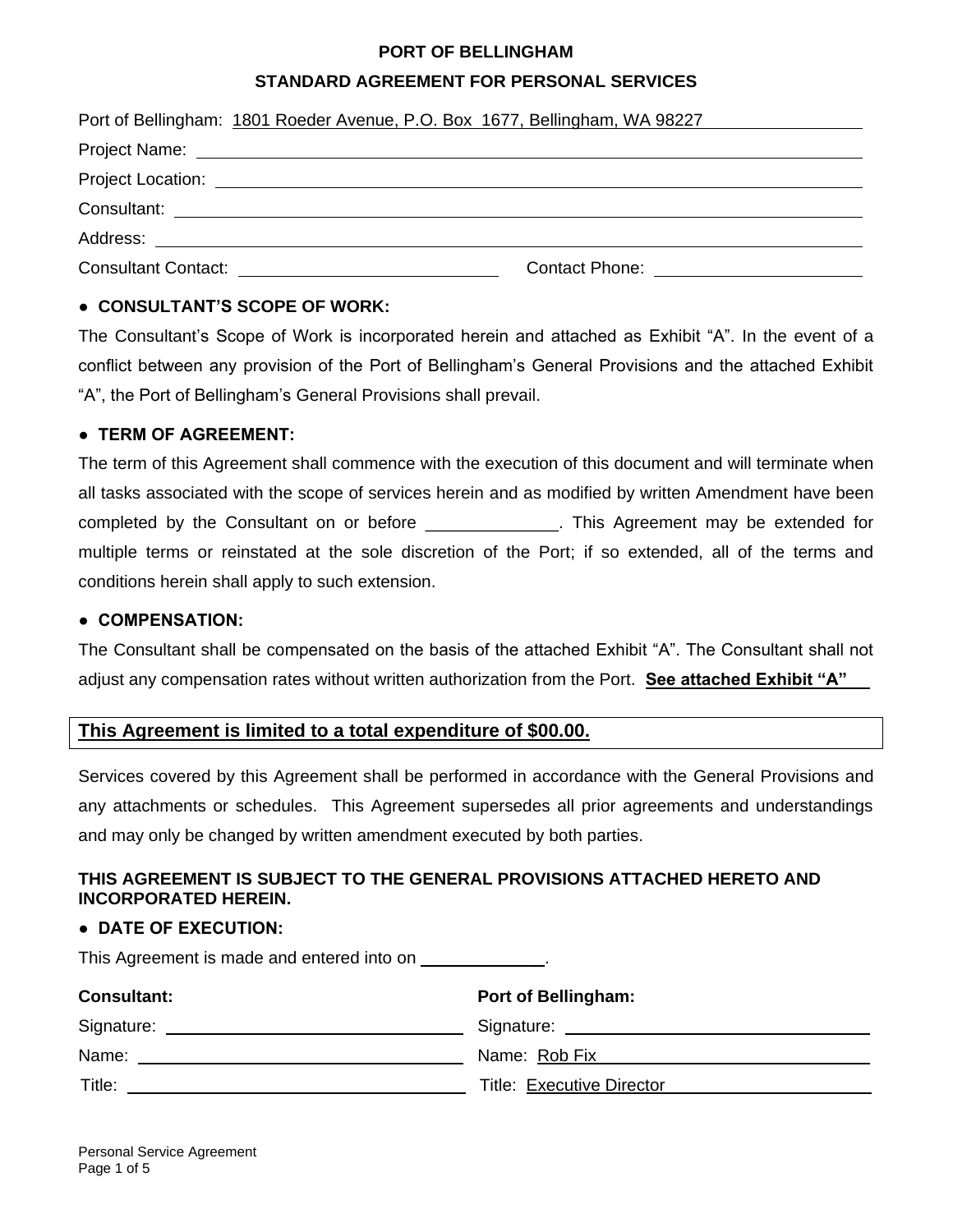# PORT OF BELLINGHAM

## STANDARD AGREEMENT FOR PERSONAL SERVICES

Port of Bellingham: 1801 Roeder Avenue, P.O. Box 1677, Bellingham, WA 98227

Project Name: ______________________________

Project Location: ______________________________

Consultant: ______________________________

Address: ______________________________

Consultant Contact: ______________________________ Contact Phone: ______________________________

### ● CONSULTANT'S SCOPE OF WORK:

The Consultant's Scope of Work is incorporated herein and attached as Exhibit "A". In the event of a conflict between any provision of the Port of Bellingham's General Provisions and the attached Exhibit "A", the Port of Bellingham's General Provisions shall prevail.

### ● TERM OF AGREEMENT:

The term of this Agreement shall commence with the execution of this document and will terminate when all tasks associated with the scope of services herein and as modified by written Amendment have been completed by the Consultant on or before ______________. This Agreement may be extended for multiple terms or reinstated at the sole discretion of the Port; if so extended, all of the terms and conditions herein shall apply to such extension.

### ● COMPENSATION:

The Consultant shall be compensated on the basis of the attached Exhibit "A". The Consultant shall not adjust any compensation rates without written authorization from the Port. **See attached Exhibit "A"**

**This Agreement is limited to a total expenditure of $00.00.**

Services covered by this Agreement shall be performed in accordance with the General Provisions and any attachments or schedules. This Agreement supersedes all prior agreements and understandings and may only be changed by written amendment executed by both parties.

**THIS AGREEMENT IS SUBJECT TO THE GENERAL PROVISIONS ATTACHED HERETO AND INCORPORATED HEREIN.**

### ● DATE OF EXECUTION:

This Agreement is made and entered into on ______________.

| **Consultant:** | **Port of Bellingham:** |
|---|---|
| Signature: ______________________________ | Signature: ______________________________ |
| Name: ______________________________ | Name: Rob Fix |
| Title: ______________________________ | Title: Executive Director |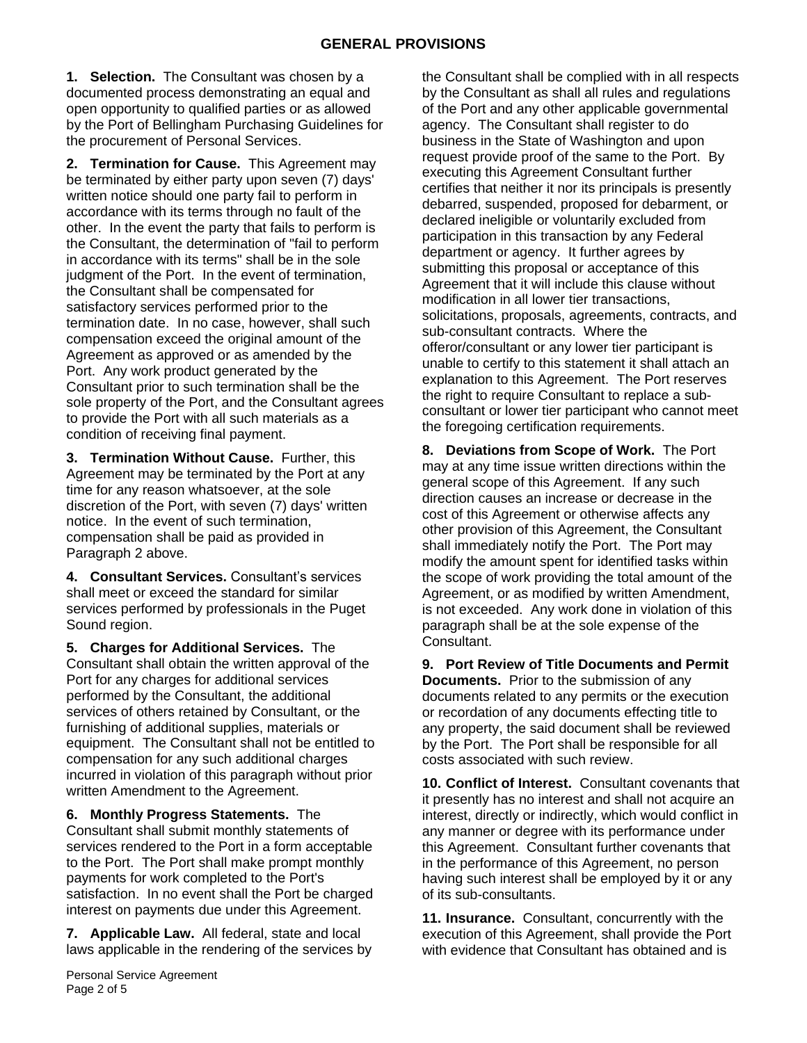## GENERAL PROVISIONS

**1. Selection.** The Consultant was chosen by a documented process demonstrating an equal and open opportunity to qualified parties or as allowed by the Port of Bellingham Purchasing Guidelines for the procurement of Personal Services.

**2. Termination for Cause.** This Agreement may be terminated by either party upon seven (7) days' written notice should one party fail to perform in accordance with its terms through no fault of the other. In the event the party that fails to perform is the Consultant, the determination of "fail to perform in accordance with its terms" shall be in the sole judgment of the Port. In the event of termination, the Consultant shall be compensated for satisfactory services performed prior to the termination date. In no case, however, shall such compensation exceed the original amount of the Agreement as approved or as amended by the Port. Any work product generated by the Consultant prior to such termination shall be the sole property of the Port, and the Consultant agrees to provide the Port with all such materials as a condition of receiving final payment.

**3. Termination Without Cause.** Further, this Agreement may be terminated by the Port at any time for any reason whatsoever, at the sole discretion of the Port, with seven (7) days' written notice. In the event of such termination, compensation shall be paid as provided in Paragraph 2 above.

**4. Consultant Services.** Consultant's services shall meet or exceed the standard for similar services performed by professionals in the Puget Sound region.

**5. Charges for Additional Services.** The Consultant shall obtain the written approval of the Port for any charges for additional services performed by the Consultant, the additional services of others retained by Consultant, or the furnishing of additional supplies, materials or equipment. The Consultant shall not be entitled to compensation for any such additional charges incurred in violation of this paragraph without prior written Amendment to the Agreement.

**6. Monthly Progress Statements.** The Consultant shall submit monthly statements of services rendered to the Port in a form acceptable to the Port. The Port shall make prompt monthly payments for work completed to the Port's satisfaction. In no event shall the Port be charged interest on payments due under this Agreement.

**7. Applicable Law.** All federal, state and local laws applicable in the rendering of the services by the Consultant shall be complied with in all respects by the Consultant as shall all rules and regulations of the Port and any other applicable governmental agency. The Consultant shall register to do business in the State of Washington and upon request provide proof of the same to the Port. By executing this Agreement Consultant further certifies that neither it nor its principals is presently debarred, suspended, proposed for debarment, or declared ineligible or voluntarily excluded from participation in this transaction by any Federal department or agency. It further agrees by submitting this proposal or acceptance of this Agreement that it will include this clause without modification in all lower tier transactions, solicitations, proposals, agreements, contracts, and sub-consultant contracts. Where the offeror/consultant or any lower tier participant is unable to certify to this statement it shall attach an explanation to this Agreement. The Port reserves the right to require Consultant to replace a sub-consultant or lower tier participant who cannot meet the foregoing certification requirements.

**8. Deviations from Scope of Work.** The Port may at any time issue written directions within the general scope of this Agreement. If any such direction causes an increase or decrease in the cost of this Agreement or otherwise affects any other provision of this Agreement, the Consultant shall immediately notify the Port. The Port may modify the amount spent for identified tasks within the scope of work providing the total amount of the Agreement, or as modified by written Amendment, is not exceeded. Any work done in violation of this paragraph shall be at the sole expense of the Consultant.

**9. Port Review of Title Documents and Permit Documents.** Prior to the submission of any documents related to any permits or the execution or recordation of any documents effecting title to any property, the said document shall be reviewed by the Port. The Port shall be responsible for all costs associated with such review.

**10. Conflict of Interest.** Consultant covenants that it presently has no interest and shall not acquire an interest, directly or indirectly, which would conflict in any manner or degree with its performance under this Agreement. Consultant further covenants that in the performance of this Agreement, no person having such interest shall be employed by it or any of its sub-consultants.

**11. Insurance.** Consultant, concurrently with the execution of this Agreement, shall provide the Port with evidence that Consultant has obtained and is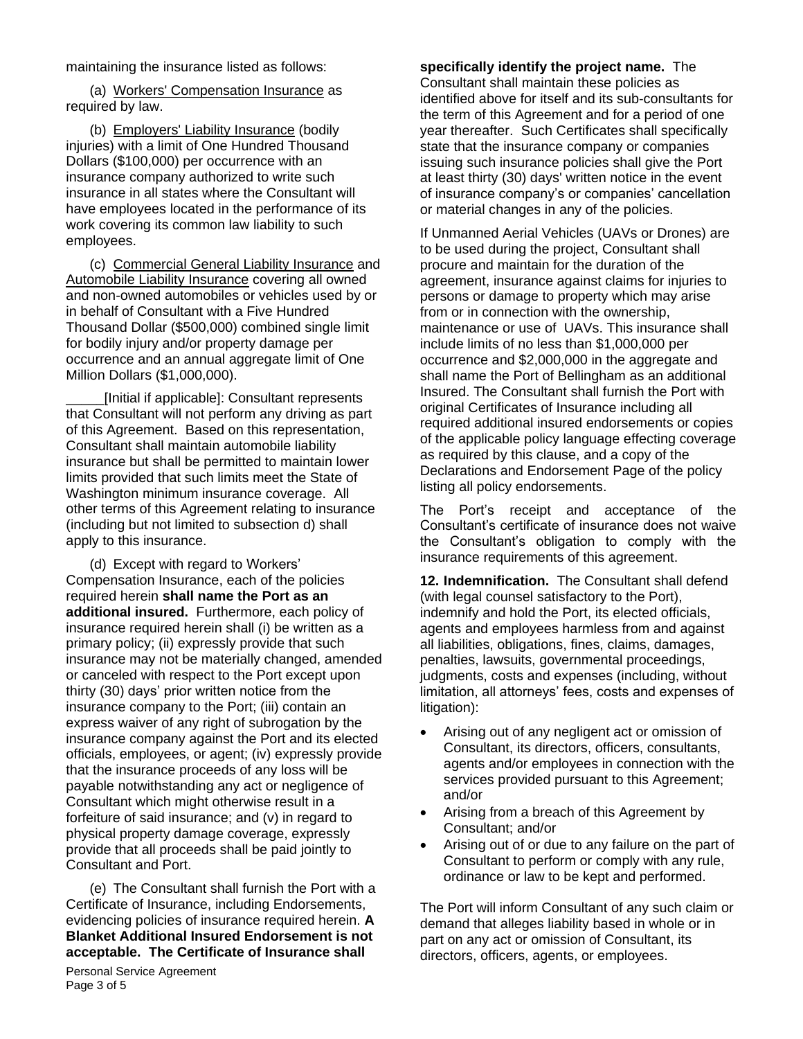maintaining the insurance listed as follows:

(a) Workers' Compensation Insurance as required by law.

(b) Employers' Liability Insurance (bodily injuries) with a limit of One Hundred Thousand Dollars ($100,000) per occurrence with an insurance company authorized to write such insurance in all states where the Consultant will have employees located in the performance of its work covering its common law liability to such employees.

(c) Commercial General Liability Insurance and Automobile Liability Insurance covering all owned and non-owned automobiles or vehicles used by or in behalf of Consultant with a Five Hundred Thousand Dollar ($500,000) combined single limit for bodily injury and/or property damage per occurrence and an annual aggregate limit of One Million Dollars ($1,000,000).

_____[Initial if applicable]: Consultant represents that Consultant will not perform any driving as part of this Agreement. Based on this representation, Consultant shall maintain automobile liability insurance but shall be permitted to maintain lower limits provided that such limits meet the State of Washington minimum insurance coverage. All other terms of this Agreement relating to insurance (including but not limited to subsection d) shall apply to this insurance.

(d) Except with regard to Workers' Compensation Insurance, each of the policies required herein **shall name the Port as an additional insured.** Furthermore, each policy of insurance required herein shall (i) be written as a primary policy; (ii) expressly provide that such insurance may not be materially changed, amended or canceled with respect to the Port except upon thirty (30) days' prior written notice from the insurance company to the Port; (iii) contain an express waiver of any right of subrogation by the insurance company against the Port and its elected officials, employees, or agent; (iv) expressly provide that the insurance proceeds of any loss will be payable notwithstanding any act or negligence of Consultant which might otherwise result in a forfeiture of said insurance; and (v) in regard to physical property damage coverage, expressly provide that all proceeds shall be paid jointly to Consultant and Port.

(e) The Consultant shall furnish the Port with a Certificate of Insurance, including Endorsements, evidencing policies of insurance required herein. **A Blanket Additional Insured Endorsement is not acceptable. The Certificate of Insurance shall specifically identify the project name.** The Consultant shall maintain these policies as identified above for itself and its sub-consultants for the term of this Agreement and for a period of one year thereafter. Such Certificates shall specifically state that the insurance company or companies issuing such insurance policies shall give the Port at least thirty (30) days' written notice in the event of insurance company's or companies' cancellation or material changes in any of the policies.

If Unmanned Aerial Vehicles (UAVs or Drones) are to be used during the project, Consultant shall procure and maintain for the duration of the agreement, insurance against claims for injuries to persons or damage to property which may arise from or in connection with the ownership, maintenance or use of UAVs. This insurance shall include limits of no less than $1,000,000 per occurrence and $2,000,000 in the aggregate and shall name the Port of Bellingham as an additional Insured. The Consultant shall furnish the Port with original Certificates of Insurance including all required additional insured endorsements or copies of the applicable policy language effecting coverage as required by this clause, and a copy of the Declarations and Endorsement Page of the policy listing all policy endorsements.

The Port's receipt and acceptance of the Consultant's certificate of insurance does not waive the Consultant's obligation to comply with the insurance requirements of this agreement.

**12. Indemnification.** The Consultant shall defend (with legal counsel satisfactory to the Port), indemnify and hold the Port, its elected officials, agents and employees harmless from and against all liabilities, obligations, fines, claims, damages, penalties, lawsuits, governmental proceedings, judgments, costs and expenses (including, without limitation, all attorneys' fees, costs and expenses of litigation):

- Arising out of any negligent act or omission of Consultant, its directors, officers, consultants, agents and/or employees in connection with the services provided pursuant to this Agreement; and/or
- Arising from a breach of this Agreement by Consultant; and/or
- Arising out of or due to any failure on the part of Consultant to perform or comply with any rule, ordinance or law to be kept and performed.

The Port will inform Consultant of any such claim or demand that alleges liability based in whole or in part on any act or omission of Consultant, its directors, officers, agents, or employees.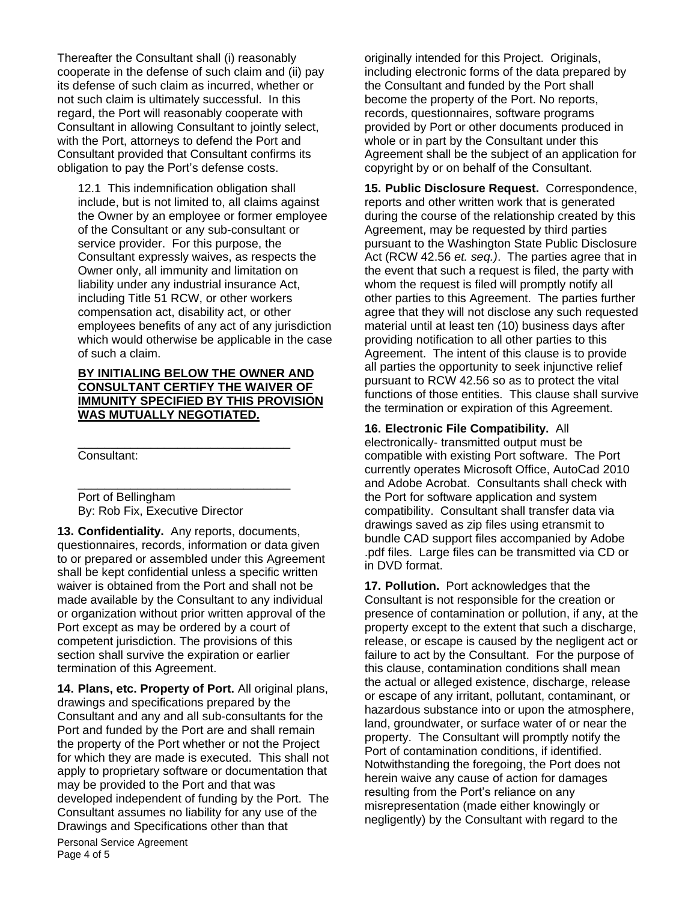Thereafter the Consultant shall (i) reasonably cooperate in the defense of such claim and (ii) pay its defense of such claim as incurred, whether or not such claim is ultimately successful. In this regard, the Port will reasonably cooperate with Consultant in allowing Consultant to jointly select, with the Port, attorneys to defend the Port and Consultant provided that Consultant confirms its obligation to pay the Port's defense costs.

12.1 This indemnification obligation shall include, but is not limited to, all claims against the Owner by an employee or former employee of the Consultant or any sub-consultant or service provider. For this purpose, the Consultant expressly waives, as respects the Owner only, all immunity and limitation on liability under any industrial insurance Act, including Title 51 RCW, or other workers compensation act, disability act, or other employees benefits of any act of any jurisdiction which would otherwise be applicable in the case of such a claim.

**BY INITIALING BELOW THE OWNER AND CONSULTANT CERTIFY THE WAIVER OF IMMUNITY SPECIFIED BY THIS PROVISION WAS MUTUALLY NEGOTIATED.**

_________________________________
Consultant:

_________________________________
Port of Bellingham
By: Rob Fix, Executive Director

**13. Confidentiality.** Any reports, documents, questionnaires, records, information or data given to or prepared or assembled under this Agreement shall be kept confidential unless a specific written waiver is obtained from the Port and shall not be made available by the Consultant to any individual or organization without prior written approval of the Port except as may be ordered by a court of competent jurisdiction. The provisions of this section shall survive the expiration or earlier termination of this Agreement.

**14. Plans, etc. Property of Port.** All original plans, drawings and specifications prepared by the Consultant and any and all sub-consultants for the Port and funded by the Port are and shall remain the property of the Port whether or not the Project for which they are made is executed. This shall not apply to proprietary software or documentation that may be provided to the Port and that was developed independent of funding by the Port. The Consultant assumes no liability for any use of the Drawings and Specifications other than that originally intended for this Project. Originals, including electronic forms of the data prepared by the Consultant and funded by the Port shall become the property of the Port. No reports, records, questionnaires, software programs provided by Port or other documents produced in whole or in part by the Consultant under this Agreement shall be the subject of an application for copyright by or on behalf of the Consultant.

**15. Public Disclosure Request.** Correspondence, reports and other written work that is generated during the course of the relationship created by this Agreement, may be requested by third parties pursuant to the Washington State Public Disclosure Act (RCW 42.56 *et. seq.)*. The parties agree that in the event that such a request is filed, the party with whom the request is filed will promptly notify all other parties to this Agreement. The parties further agree that they will not disclose any such requested material until at least ten (10) business days after providing notification to all other parties to this Agreement. The intent of this clause is to provide all parties the opportunity to seek injunctive relief pursuant to RCW 42.56 so as to protect the vital functions of those entities. This clause shall survive the termination or expiration of this Agreement.

**16. Electronic File Compatibility.** All electronically- transmitted output must be compatible with existing Port software. The Port currently operates Microsoft Office, AutoCad 2010 and Adobe Acrobat. Consultants shall check with the Port for software application and system compatibility. Consultant shall transfer data via drawings saved as zip files using etransmit to bundle CAD support files accompanied by Adobe .pdf files. Large files can be transmitted via CD or in DVD format.

**17. Pollution.** Port acknowledges that the Consultant is not responsible for the creation or presence of contamination or pollution, if any, at the property except to the extent that such a discharge, release, or escape is caused by the negligent act or failure to act by the Consultant. For the purpose of this clause, contamination conditions shall mean the actual or alleged existence, discharge, release or escape of any irritant, pollutant, contaminant, or hazardous substance into or upon the atmosphere, land, groundwater, or surface water of or near the property. The Consultant will promptly notify the Port of contamination conditions, if identified. Notwithstanding the foregoing, the Port does not herein waive any cause of action for damages resulting from the Port's reliance on any misrepresentation (made either knowingly or negligently) by the Consultant with regard to the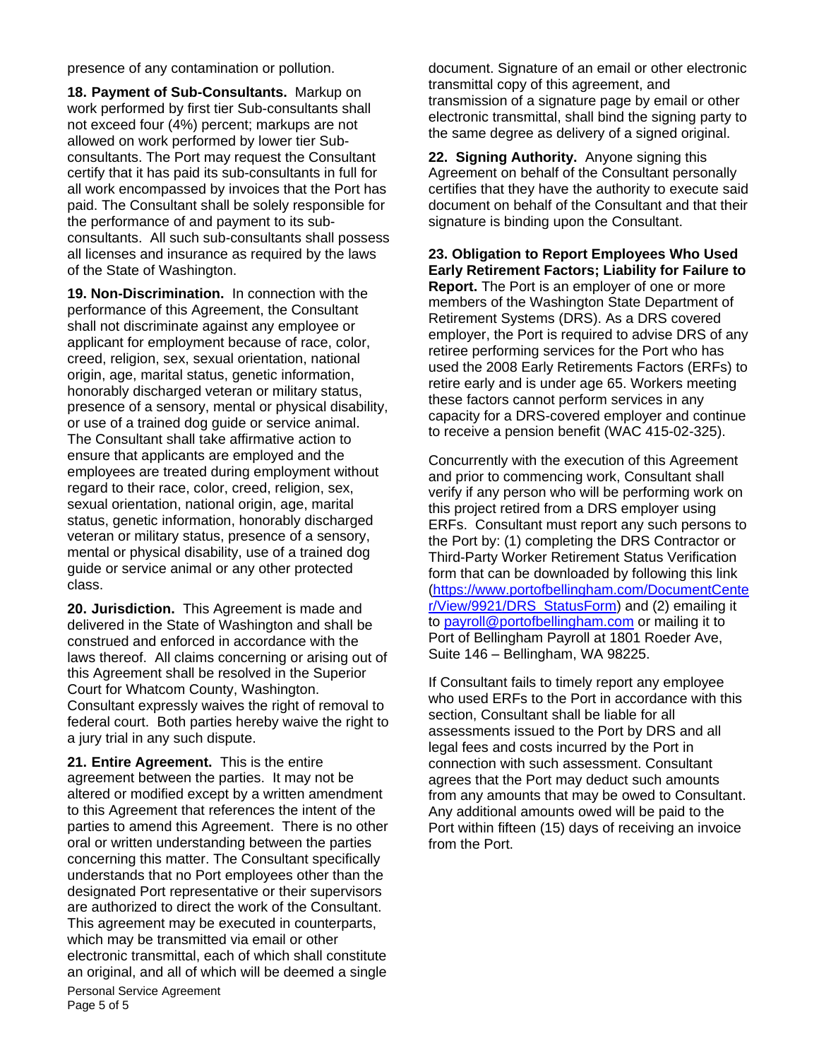presence of any contamination or pollution.

**18. Payment of Sub-Consultants.** Markup on work performed by first tier Sub-consultants shall not exceed four (4%) percent; markups are not allowed on work performed by lower tier Sub-consultants. The Port may request the Consultant certify that it has paid its sub-consultants in full for all work encompassed by invoices that the Port has paid. The Consultant shall be solely responsible for the performance of and payment to its sub-consultants. All such sub-consultants shall possess all licenses and insurance as required by the laws of the State of Washington.

**19. Non-Discrimination.** In connection with the performance of this Agreement, the Consultant shall not discriminate against any employee or applicant for employment because of race, color, creed, religion, sex, sexual orientation, national origin, age, marital status, genetic information, honorably discharged veteran or military status, presence of a sensory, mental or physical disability, or use of a trained dog guide or service animal. The Consultant shall take affirmative action to ensure that applicants are employed and the employees are treated during employment without regard to their race, color, creed, religion, sex, sexual orientation, national origin, age, marital status, genetic information, honorably discharged veteran or military status, presence of a sensory, mental or physical disability, use of a trained dog guide or service animal or any other protected class.

**20. Jurisdiction.** This Agreement is made and delivered in the State of Washington and shall be construed and enforced in accordance with the laws thereof. All claims concerning or arising out of this Agreement shall be resolved in the Superior Court for Whatcom County, Washington. Consultant expressly waives the right of removal to federal court. Both parties hereby waive the right to a jury trial in any such dispute.

**21. Entire Agreement.** This is the entire agreement between the parties. It may not be altered or modified except by a written amendment to this Agreement that references the intent of the parties to amend this Agreement. There is no other oral or written understanding between the parties concerning this matter. The Consultant specifically understands that no Port employees other than the designated Port representative or their supervisors are authorized to direct the work of the Consultant. This agreement may be executed in counterparts, which may be transmitted via email or other electronic transmittal, each of which shall constitute an original, and all of which will be deemed a single document. Signature of an email or other electronic transmittal copy of this agreement, and transmission of a signature page by email or other electronic transmittal, shall bind the signing party to the same degree as delivery of a signed original.

**22. Signing Authority.** Anyone signing this Agreement on behalf of the Consultant personally certifies that they have the authority to execute said document on behalf of the Consultant and that their signature is binding upon the Consultant.

**23. Obligation to Report Employees Who Used Early Retirement Factors; Liability for Failure to Report.** The Port is an employer of one or more members of the Washington State Department of Retirement Systems (DRS). As a DRS covered employer, the Port is required to advise DRS of any retiree performing services for the Port who has used the 2008 Early Retirements Factors (ERFs) to retire early and is under age 65. Workers meeting these factors cannot perform services in any capacity for a DRS-covered employer and continue to receive a pension benefit (WAC 415-02-325).

Concurrently with the execution of this Agreement and prior to commencing work, Consultant shall verify if any person who will be performing work on this project retired from a DRS employer using ERFs. Consultant must report any such persons to the Port by: (1) completing the DRS Contractor or Third-Party Worker Retirement Status Verification form that can be downloaded by following this link (https://www.portofbellingham.com/DocumentCenter/View/9921/DRS_StatusForm) and (2) emailing it to payroll@portofbellingham.com or mailing it to Port of Bellingham Payroll at 1801 Roeder Ave, Suite 146 – Bellingham, WA 98225.

If Consultant fails to timely report any employee who used ERFs to the Port in accordance with this section, Consultant shall be liable for all assessments issued to the Port by DRS and all legal fees and costs incurred by the Port in connection with such assessment. Consultant agrees that the Port may deduct such amounts from any amounts that may be owed to Consultant. Any additional amounts owed will be paid to the Port within fifteen (15) days of receiving an invoice from the Port.